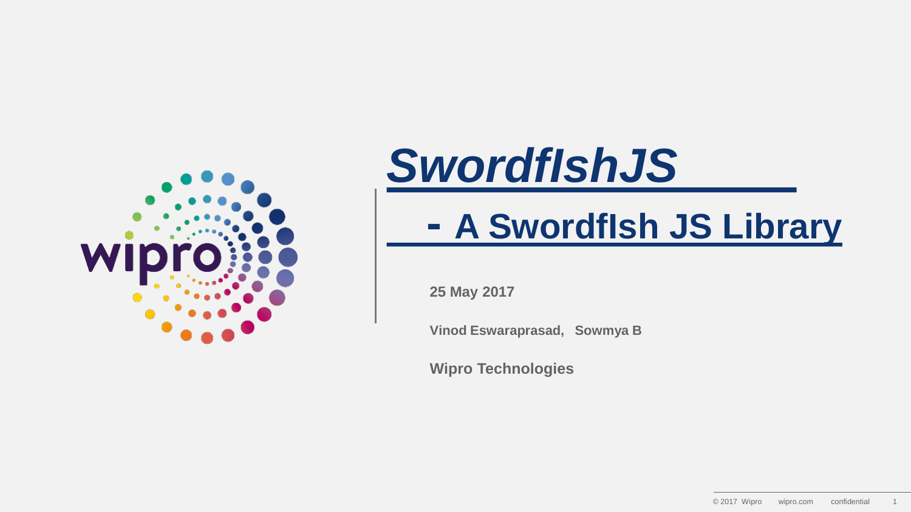# *SwordfIshJS*

## - A SwordfIsh JS Library

**25 May 2017**

**Vinod Eswaraprasad, Sowmya B**

**Wipro Technologies**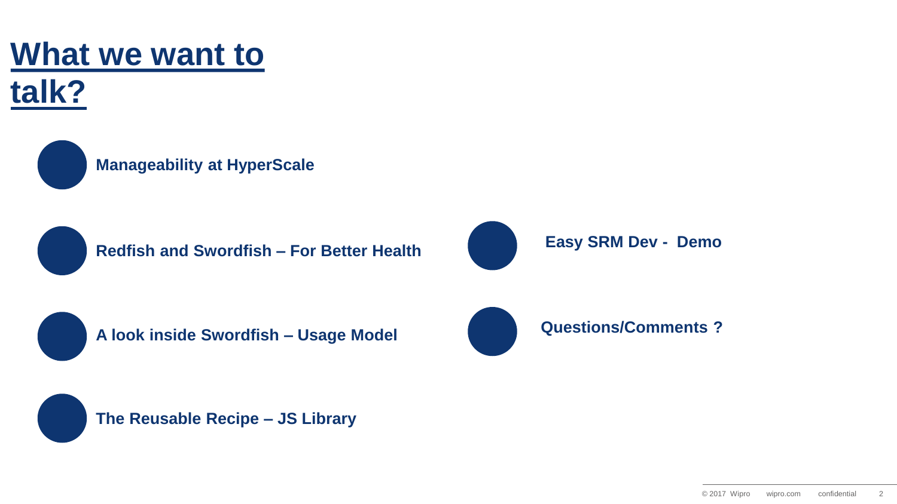# What we want to talk?

- **Manageability at HyperScale**
- **Redfish and Swordfish – For Better Health**
- **A look inside Swordfish – Usage Model**
- **The Reusable Recipe – JS Library**
- **Easy SRM Dev - Demo**
- **Questions/Comments ?**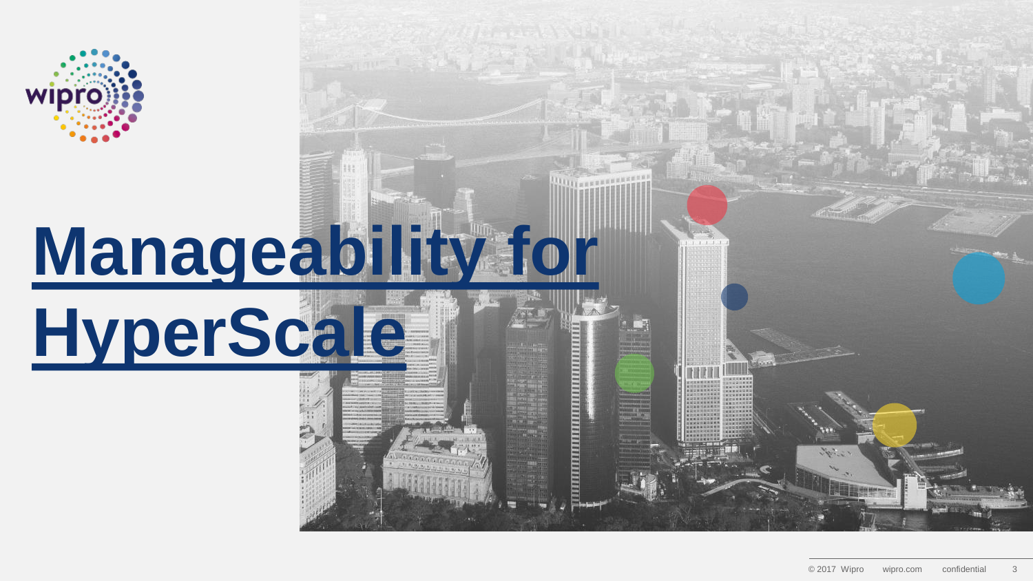# Manageability for HyperScale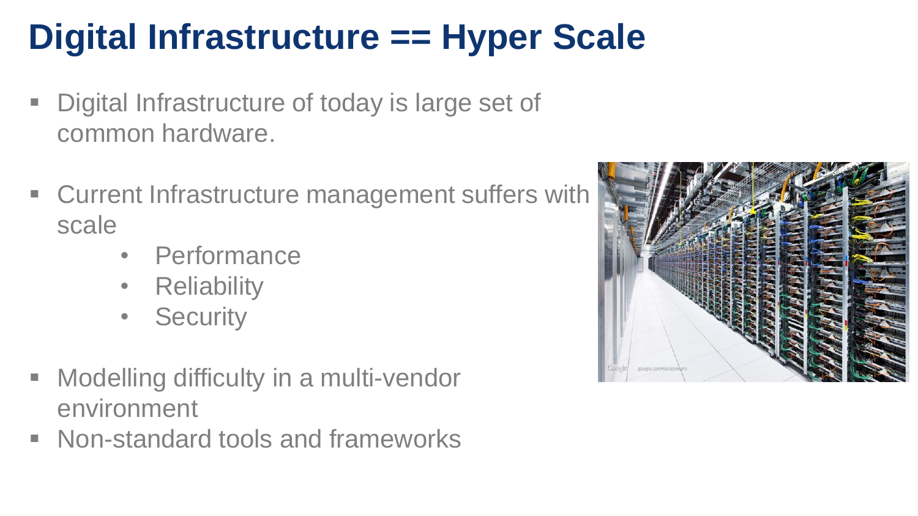# Digital Infrastructure == Hyper Scale

- Digital Infrastructure of today is large set of common hardware.
- Current Infrastructure management suffers with scale
  - Performance
  - Reliability
  - Security
- Modelling difficulty in a multi-vendor environment
- Non-standard tools and frameworks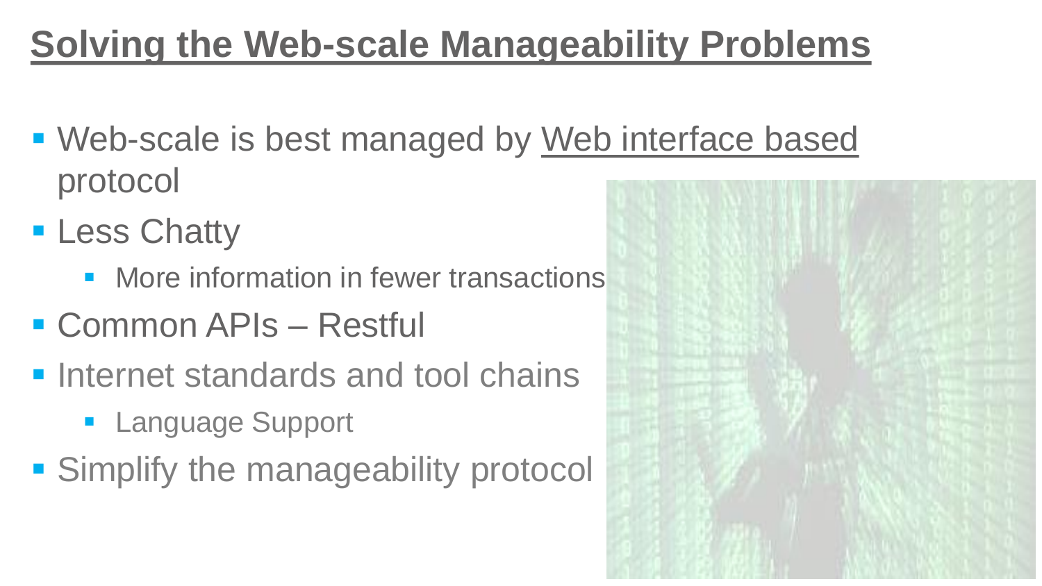# Solving the Web-scale Manageability Problems

- Web-scale is best managed by Web interface based protocol
- Less Chatty
  - More information in fewer transactions
- Common APIs – Restful
- Internet standards and tool chains
  - Language Support
- Simplify the manageability protocol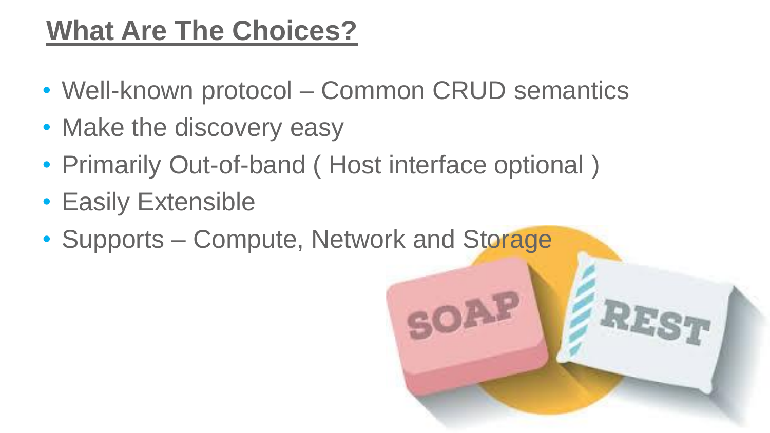# What Are The Choices?

- Well-known protocol – Common CRUD semantics
- Make the discovery easy
- Primarily Out-of-band ( Host interface optional )
- Easily Extensible
- Supports – Compute, Network and Storage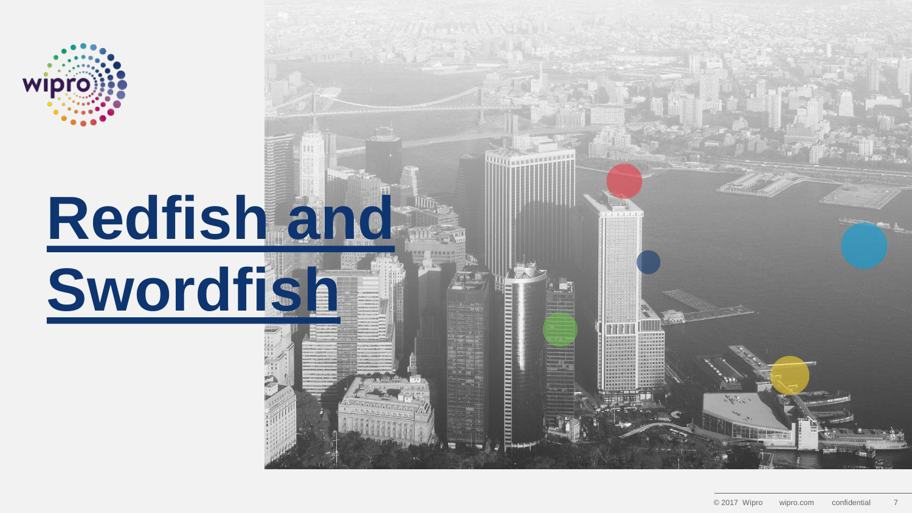# Redfish and Swordfish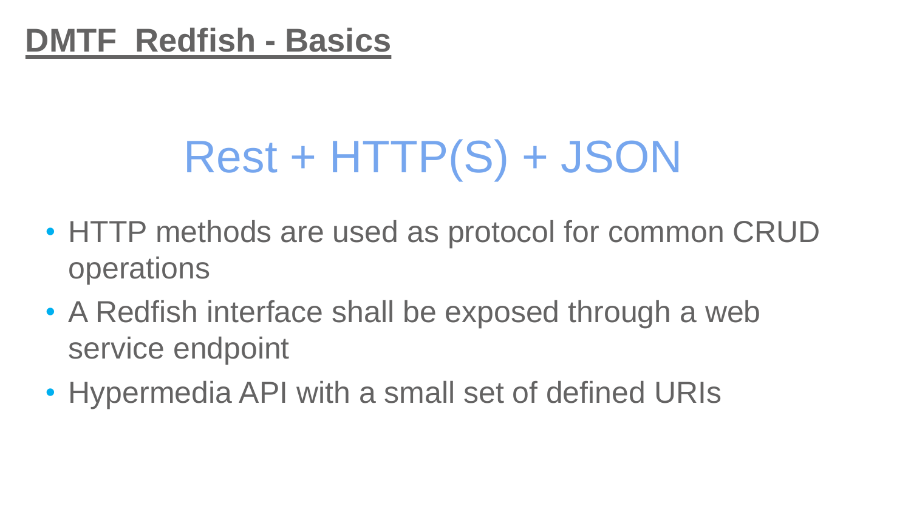# DMTF  Redfish - Basics

## Rest + HTTP(S) + JSON

- HTTP methods are used as protocol for common CRUD operations
- A Redfish interface shall be exposed through a web service endpoint
- Hypermedia API with a small set of defined URIs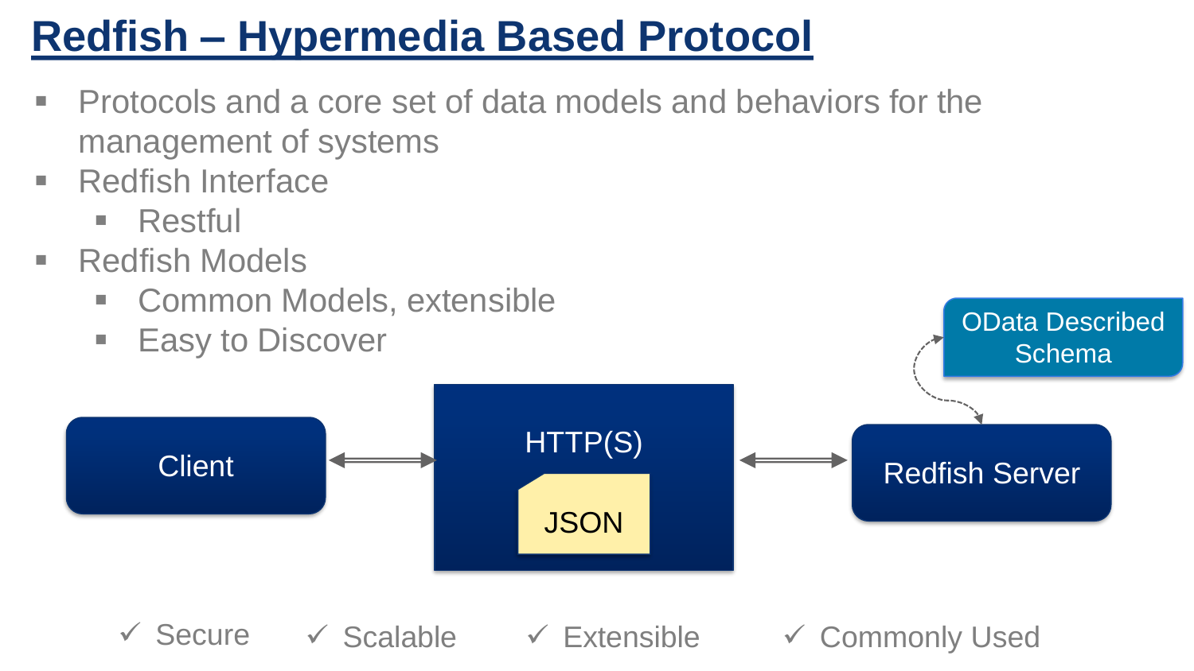# Redfish – Hypermedia Based Protocol

- Protocols and a core set of data models and behaviors for the management of systems
- Redfish Interface
  - Restful
- Redfish Models
  - Common Models, extensible
  - Easy to Discover

Client ⟷ HTTP(S) [JSON] ⟷ Redfish Server ⟷ OData Described Schema

✓ Secure ✓ Scalable ✓ Extensible ✓ Commonly Used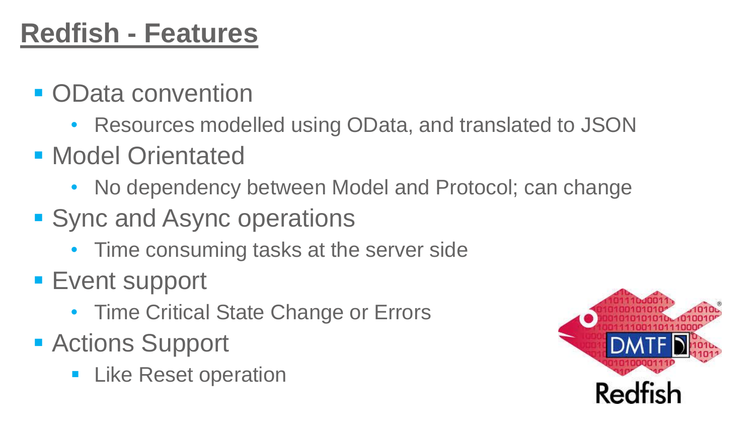# Redfish - Features

- OData convention
  - Resources modelled using OData, and translated to JSON
- Model Orientated
  - No dependency between Model and Protocol; can change
- Sync and Async operations
  - Time consuming tasks at the server side
- Event support
  - Time Critical State Change or Errors
- Actions Support
  - Like Reset operation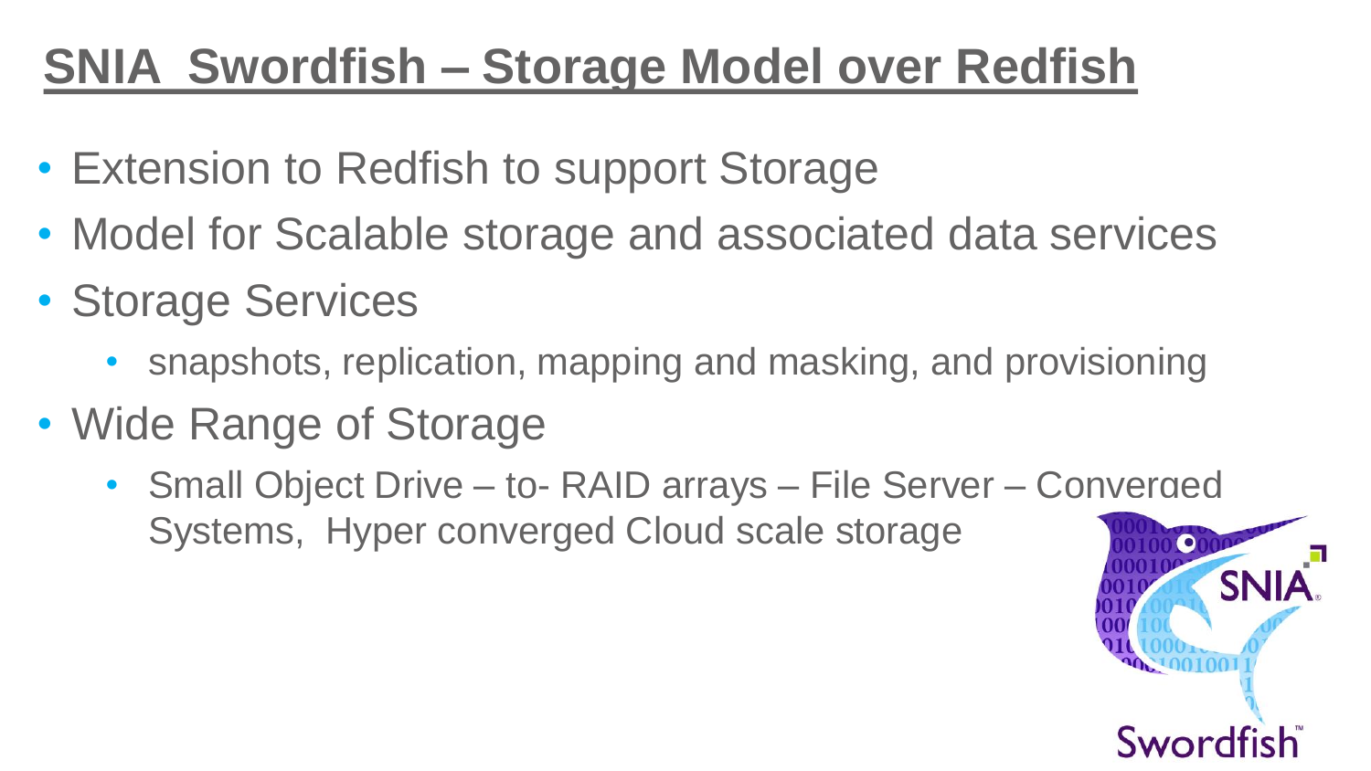# SNIA Swordfish – Storage Model over Redfish

- Extension to Redfish to support Storage
- Model for Scalable storage and associated data services
- Storage Services
  - snapshots, replication, mapping and masking, and provisioning
- Wide Range of Storage
  - Small Object Drive – to- RAID arrays – File Server – Converged Systems, Hyper converged Cloud scale storage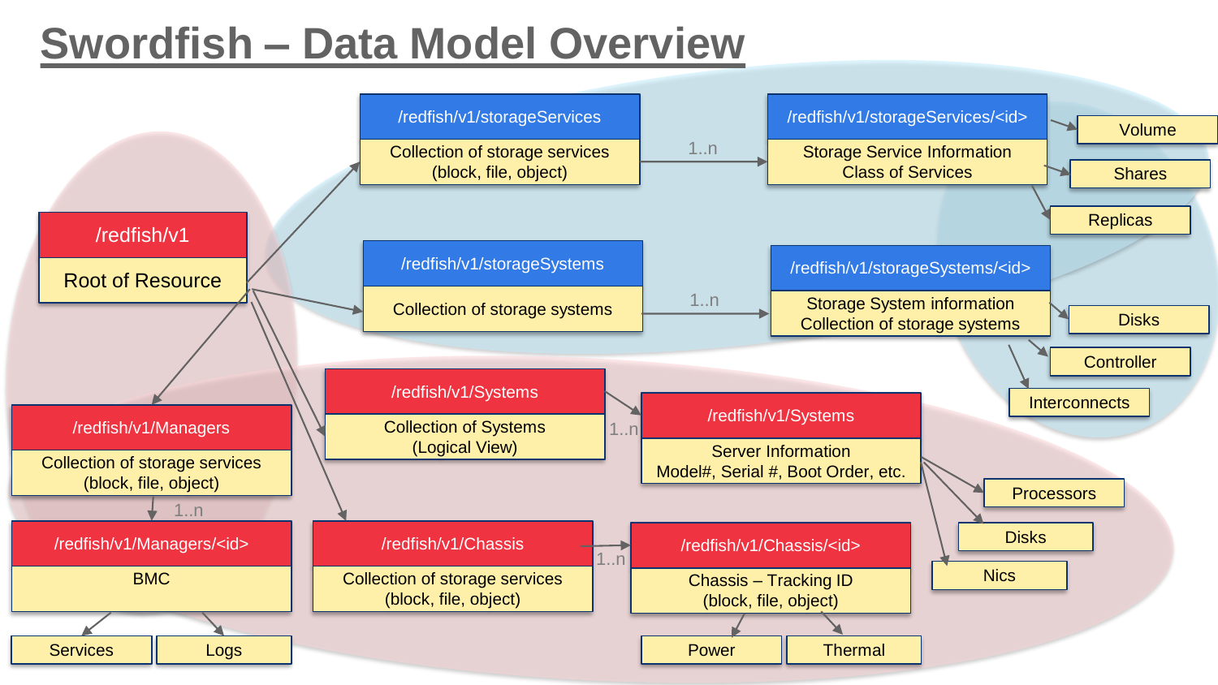# Swordfish – Data Model Overview

- **/redfish/v1** — Root of Resource
  - **/redfish/v1/storageServices** — Collection of storage services (block, file, object)
    - 1..n → **/redfish/v1/storageServices/<id>** — Storage Service Information, Class of Services
      - Volume
      - Shares
      - Replicas
  - **/redfish/v1/storageSystems** — Collection of storage systems
    - 1..n → **/redfish/v1/storageSystems/<id>** — Storage System information, Collection of storage systems
      - Disks
      - Controller
      - Interconnects
  - **/redfish/v1/Systems** — Collection of Systems (Logical View)
    - 1..n → **/redfish/v1/Systems** — Server Information, Model#, Serial #, Boot Order, etc.
      - Processors
      - Disks
      - Nics
  - **/redfish/v1/Managers** — Collection of storage services (block, file, object)
    - 1..n → **/redfish/v1/Managers/<id>** — BMC
      - Services
      - Logs
  - **/redfish/v1/Chassis** — Collection of storage services (block, file, object)
    - 1..n → **/redfish/v1/Chassis/<id>** — Chassis – Tracking ID (block, file, object)
      - Power
      - Thermal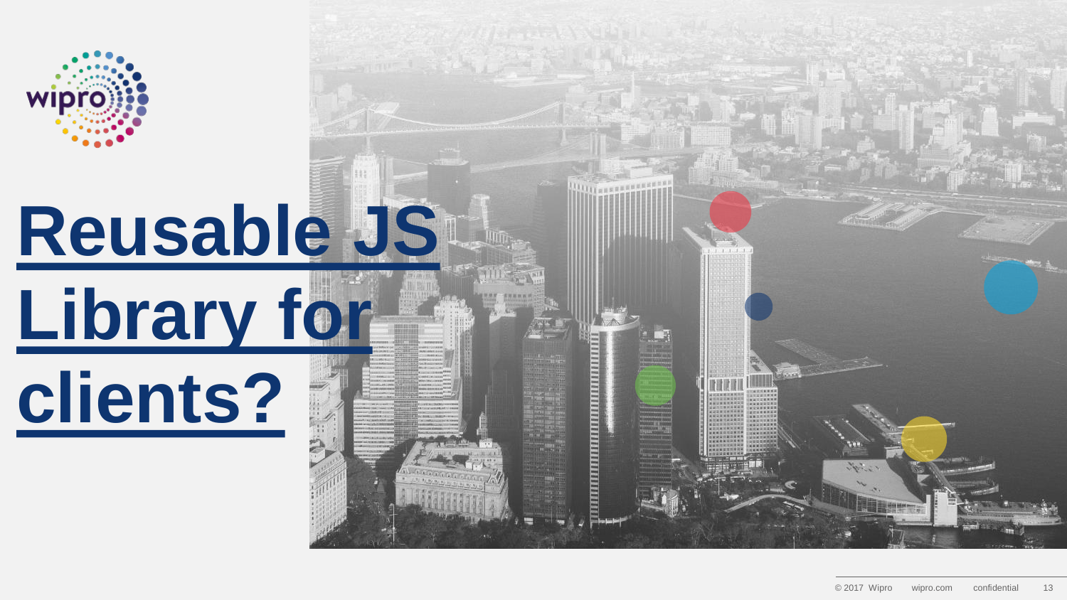# Reusable JS Library for clients?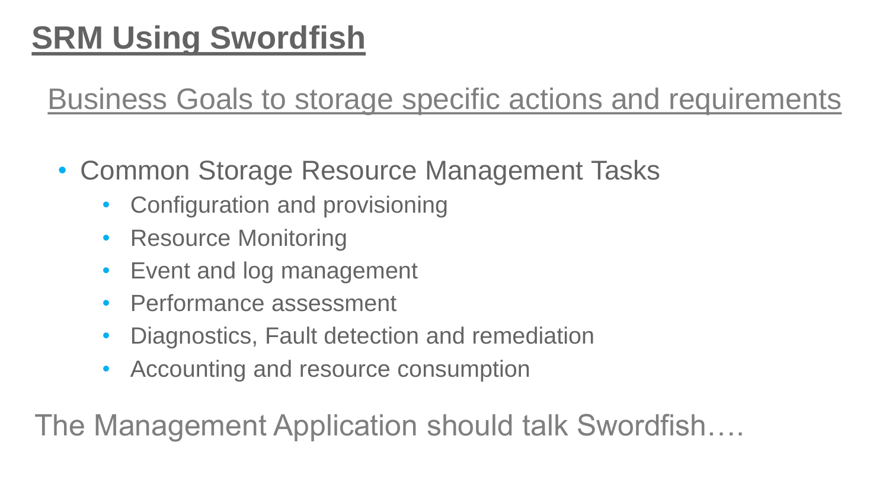# SRM Using Swordfish

## Business Goals to storage specific actions and requirements

- Common Storage Resource Management Tasks
  - Configuration and provisioning
  - Resource Monitoring
  - Event and log management
  - Performance assessment
  - Diagnostics, Fault detection and remediation
  - Accounting and resource consumption

The Management Application should talk Swordfish….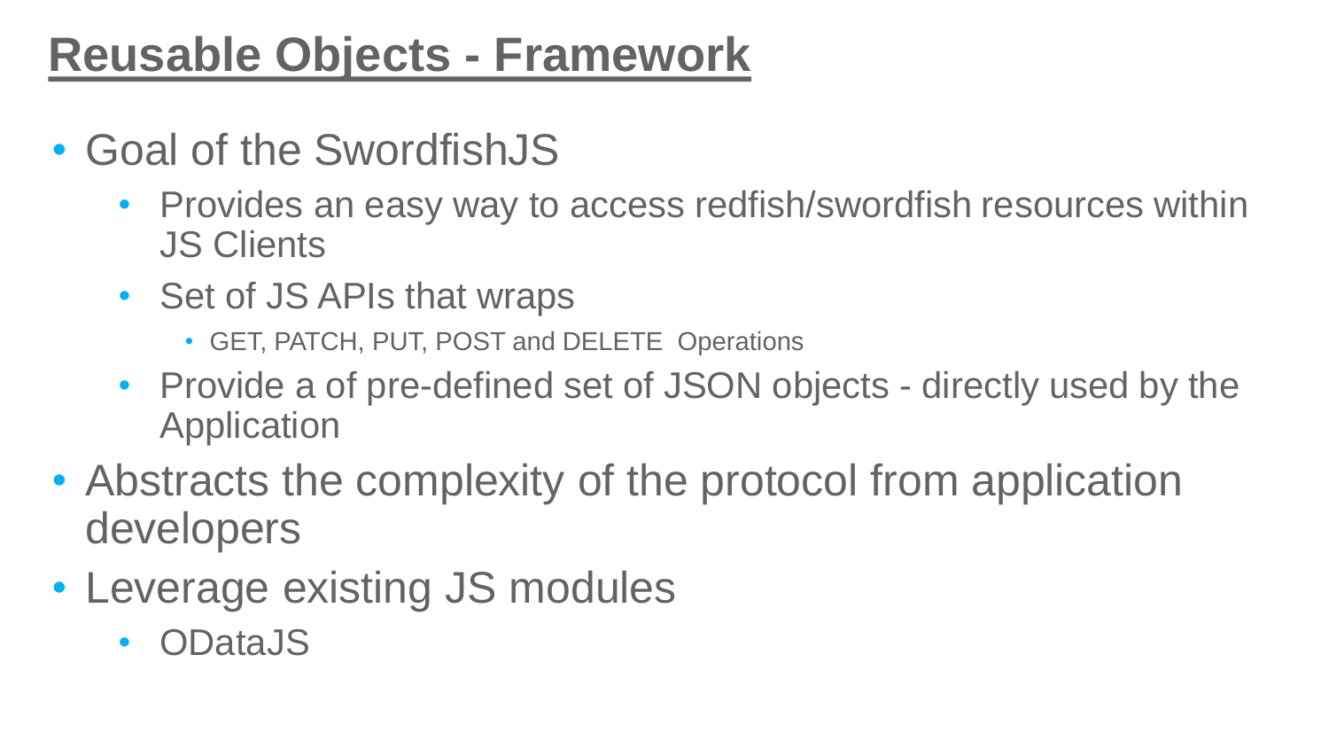# Reusable Objects - Framework

- Goal of the SwordfishJS
  - Provides an easy way to access redfish/swordfish resources within JS Clients
  - Set of JS APIs that wraps
    - GET, PATCH, PUT, POST and DELETE Operations
  - Provide a of pre-defined set of JSON objects - directly used by the Application
- Abstracts the complexity of the protocol from application developers
- Leverage existing JS modules
  - ODataJS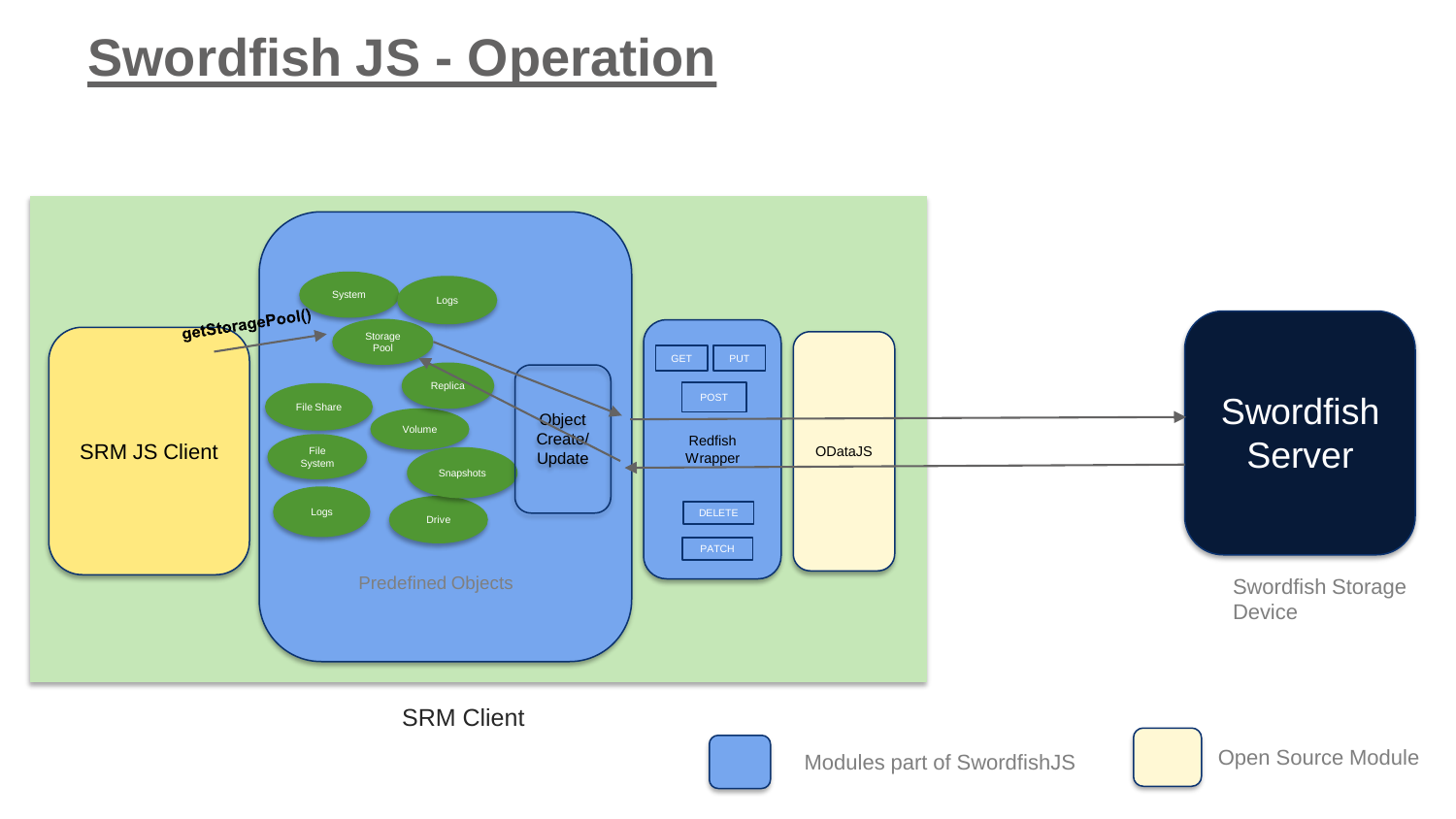# Swordfish JS - Operation

SRM JS Client

getStoragePool()

System

Logs

Storage Pool

Replica

File Share

Volume

File System

Snapshots

Logs

Drive

Object Create/ Update

Predefined Objects

GET

PUT

POST

Redfish Wrapper

DELETE

PATCH

ODataJS

Swordfish Server

Swordfish Storage Device

SRM Client

Modules part of SwordfishJS

Open Source Module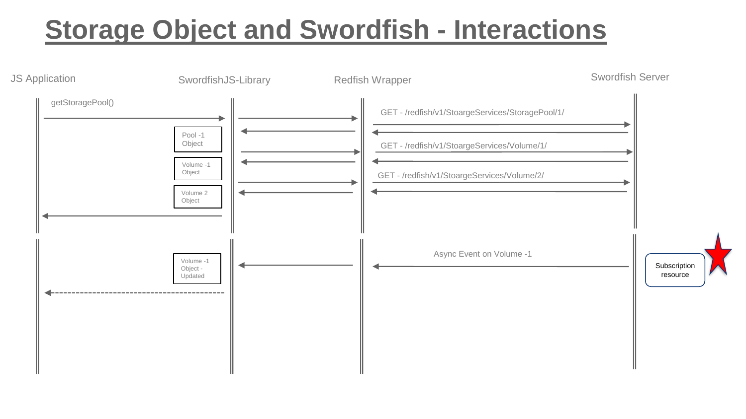# Storage Object and Swordfish - Interactions

JS Application

SwordfishJS-Library

Redfish Wrapper

Swordfish Server

getStoragePool()

GET - /redfish/v1/StoargeServices/StoragePool/1/

Pool -1 Object

GET - /redfish/v1/StoargeServices/Volume/1/

Volume -1 Object

GET - /redfish/v1/StoargeServices/Volume/2/

Volume 2 Object

Async Event on Volume -1

Volume -1 Object - Updated

Subscription resource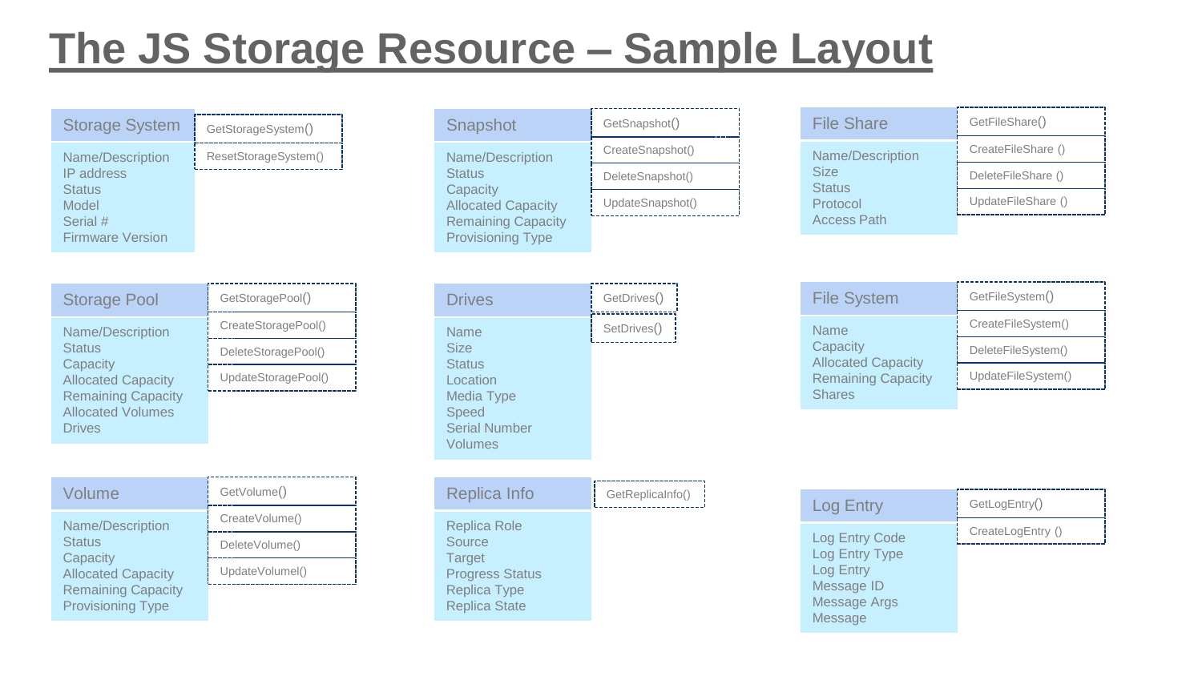# The JS Storage Resource – Sample Layout

## Storage System

Name/Description
IP address
Status
Model
Serial #
Firmware Version

- GetStorageSystem()
- ResetStorageSystem()

## Snapshot

Name/Description
Status
Capacity
Allocated Capacity
Remaining Capacity
Provisioning Type

- GetSnapshot()
- CreateSnapshot()
- DeleteSnapshot()
- UpdateSnapshot()

## File Share

Name/Description
Size
Status
Protocol
Access Path

- GetFileShare()
- CreateFileShare ()
- DeleteFileShare ()
- UpdateFileShare ()

## Storage Pool

Name/Description
Status
Capacity
Allocated Capacity
Remaining Capacity
Allocated Volumes
Drives

- GetStoragePool()
- CreateStoragePool()
- DeleteStoragePool()
- UpdateStoragePool()

## Drives

Name
Size
Status
Location
Media Type
Speed
Serial Number
Volumes

- GetDrives()
- SetDrives()

## File System

Name
Capacity
Allocated Capacity
Remaining Capacity
Shares

- GetFileSystem()
- CreateFileSystem()
- DeleteFileSystem()
- UpdateFileSystem()

## Volume

Name/Description
Status
Capacity
Allocated Capacity
Remaining Capacity
Provisioning Type

- GetVolume()
- CreateVolume()
- DeleteVolume()
- UpdateVolumel()

## Replica Info

Replica Role
Source
Target
Progress Status
Replica Type
Replica State

- GetReplicaInfo()

## Log Entry

Log Entry Code
Log Entry Type
Log Entry
Message ID
Message Args
Message

- GetLogEntry()
- CreateLogEntry ()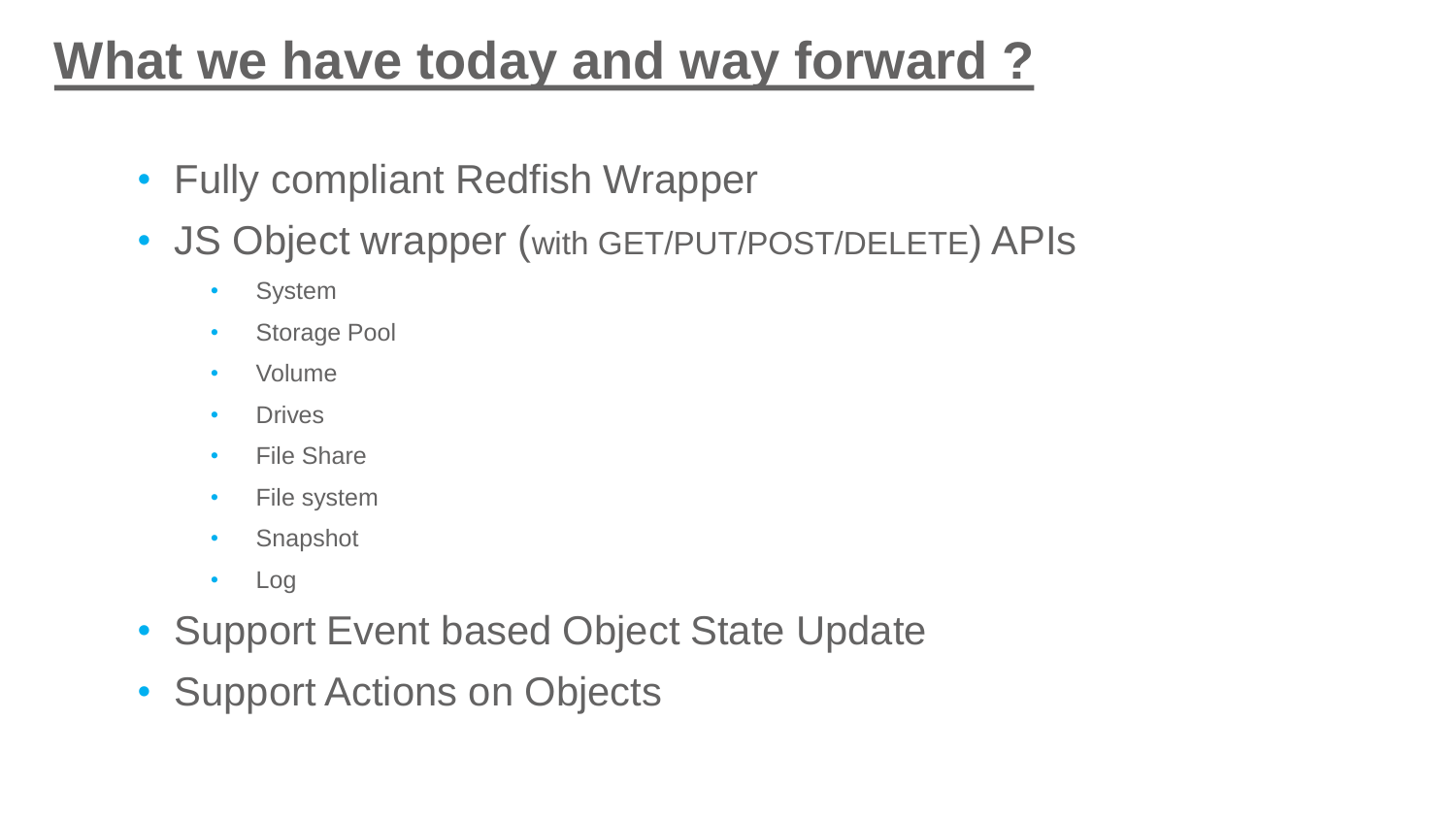# What we have today and way forward ?

- Fully compliant Redfish Wrapper
- JS Object wrapper (with GET/PUT/POST/DELETE) APIs
  - System
  - Storage Pool
  - Volume
  - Drives
  - File Share
  - File system
  - Snapshot
  - Log
- Support Event based Object State Update
- Support Actions on Objects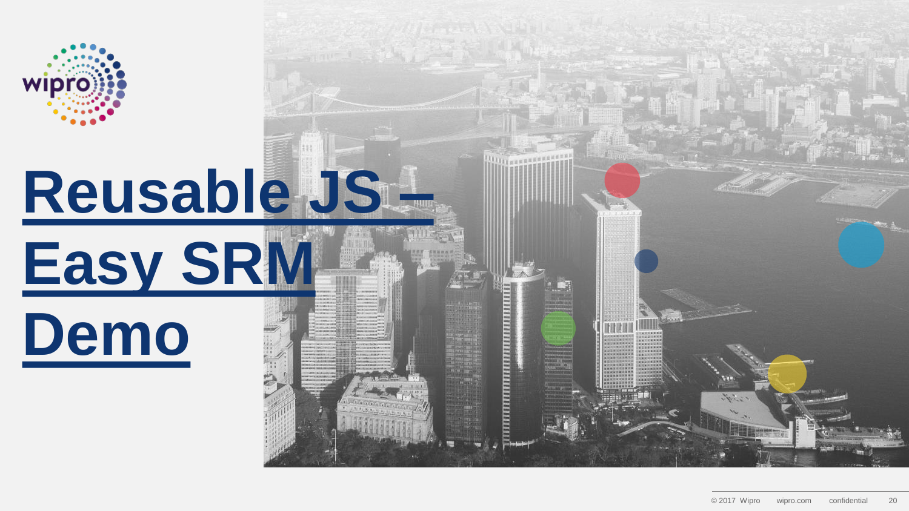# Reusable JS – Easy SRM Demo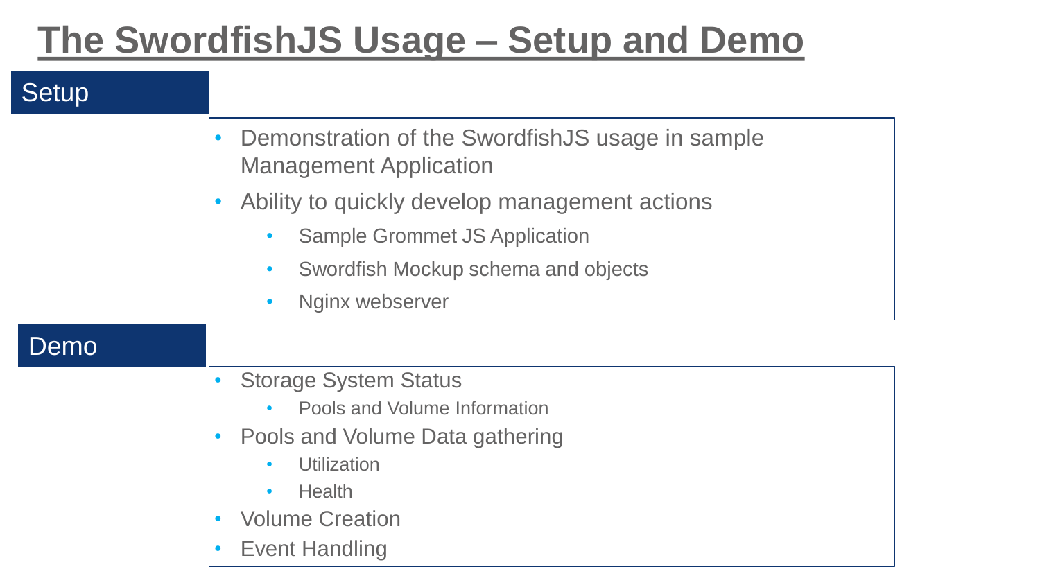# The SwordfishJS Usage – Setup and Demo

## Setup

- Demonstration of the SwordfishJS usage in sample Management Application
- Ability to quickly develop management actions
  - Sample Grommet JS Application
  - Swordfish Mockup schema and objects
  - Nginx webserver

## Demo

- Storage System Status
  - Pools and Volume Information
- Pools and Volume Data gathering
  - Utilization
  - Health
- Volume Creation
- Event Handling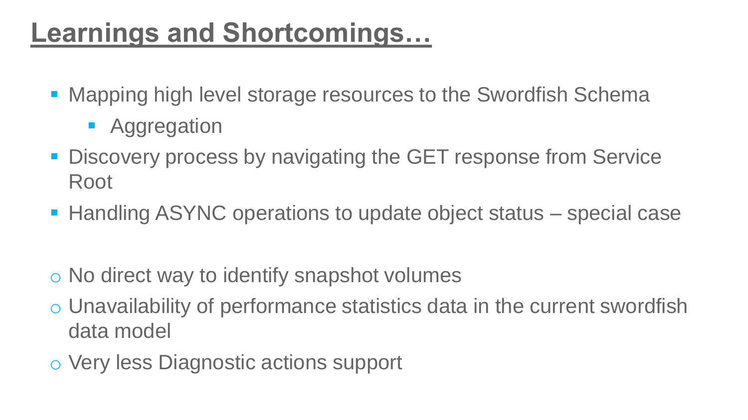# Learnings and Shortcomings…

- Mapping high level storage resources to the Swordfish Schema
  - Aggregation
- Discovery process by navigating the GET response from Service Root
- Handling ASYNC operations to update object status – special case

- No direct way to identify snapshot volumes
- Unavailability of performance statistics data in the current swordfish data model
- Very less Diagnostic actions support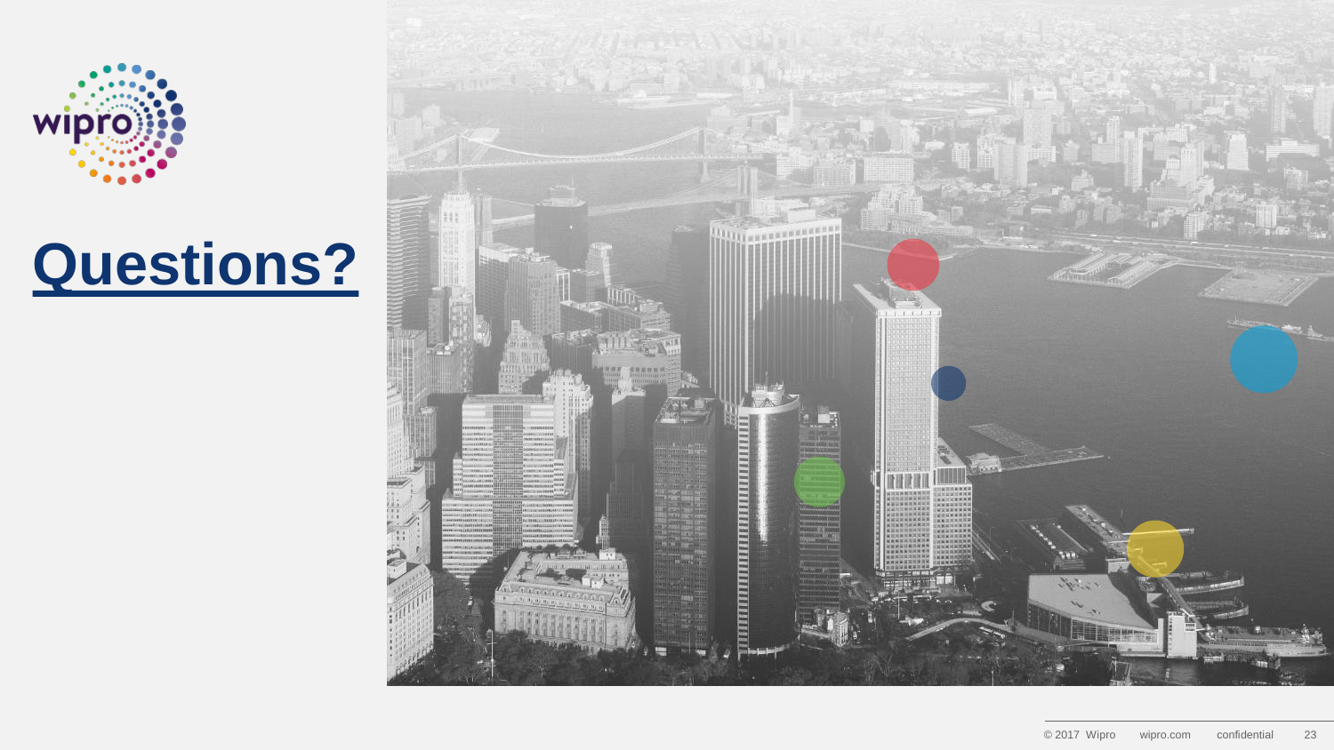# Questions?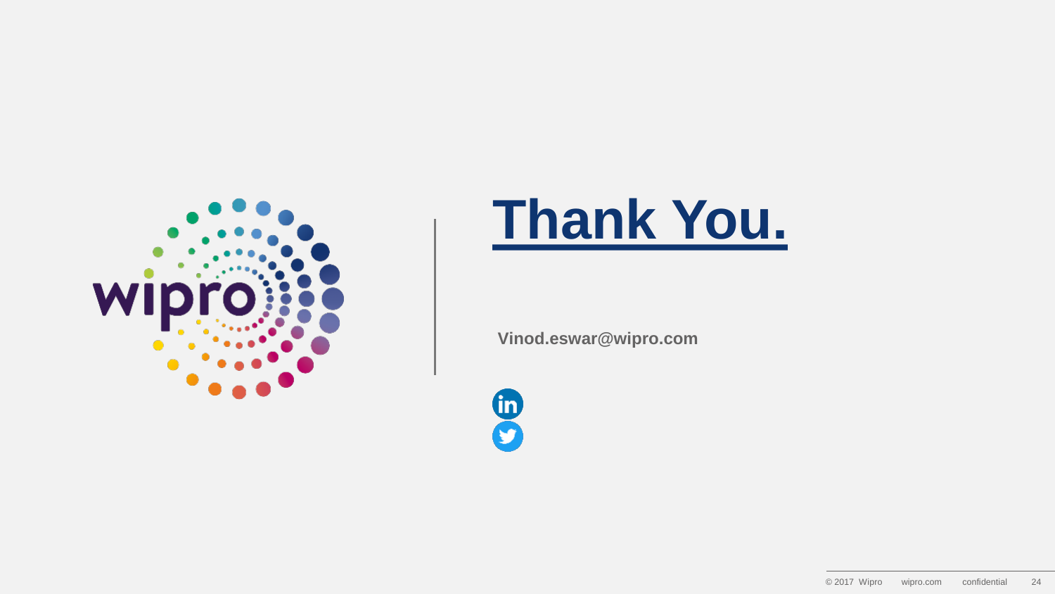# Thank You.

**Vinod.eswar@wipro.com**